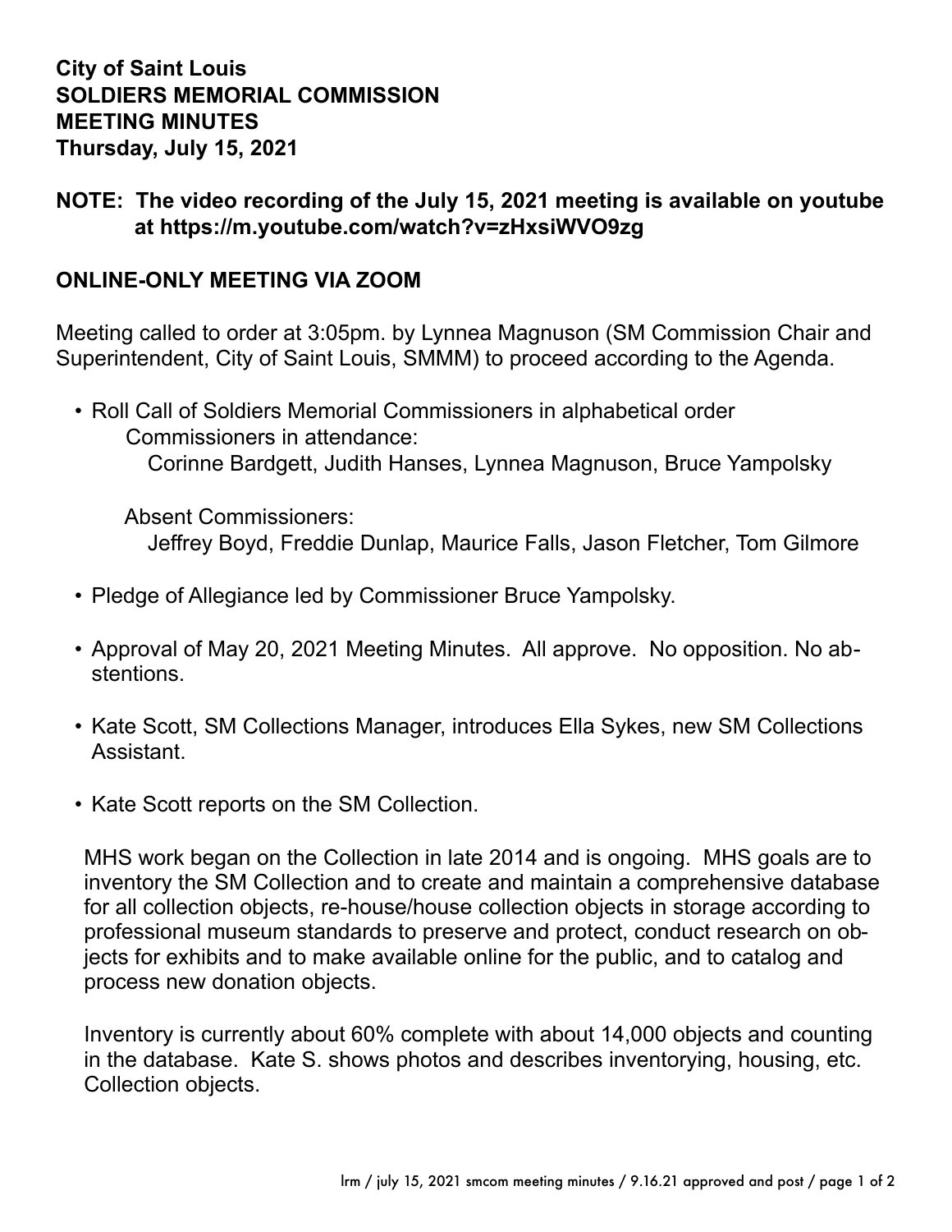**City of Saint Louis**
**SOLDIERS MEMORIAL COMMISSION**
**MEETING MINUTES**
**Thursday, July 15, 2021**

**NOTE: The video recording of the July 15, 2021 meeting is available on youtube at https://m.youtube.com/watch?v=zHxsiWVO9zg**

**ONLINE-ONLY MEETING VIA ZOOM**

Meeting called to order at 3:05pm. by Lynnea Magnuson (SM Commission Chair and Superintendent, City of Saint Louis, SMMM) to proceed according to the Agenda.

- Roll Call of Soldiers Memorial Commissioners in alphabetical order
  - Commissioners in attendance:
    - Corinne Bardgett, Judith Hanses, Lynnea Magnuson, Bruce Yampolsky
  - Absent Commissioners:
    - Jeffrey Boyd, Freddie Dunlap, Maurice Falls, Jason Fletcher, Tom Gilmore
- Pledge of Allegiance led by Commissioner Bruce Yampolsky.
- Approval of May 20, 2021 Meeting Minutes. All approve. No opposition. No abstentions.
- Kate Scott, SM Collections Manager, introduces Ella Sykes, new SM Collections Assistant.
- Kate Scott reports on the SM Collection.

  MHS work began on the Collection in late 2014 and is ongoing. MHS goals are to inventory the SM Collection and to create and maintain a comprehensive database for all collection objects, re-house/house collection objects in storage according to professional museum standards to preserve and protect, conduct research on objects for exhibits and to make available online for the public, and to catalog and process new donation objects.

  Inventory is currently about 60% complete with about 14,000 objects and counting in the database. Kate S. shows photos and describes inventorying, housing, etc. Collection objects.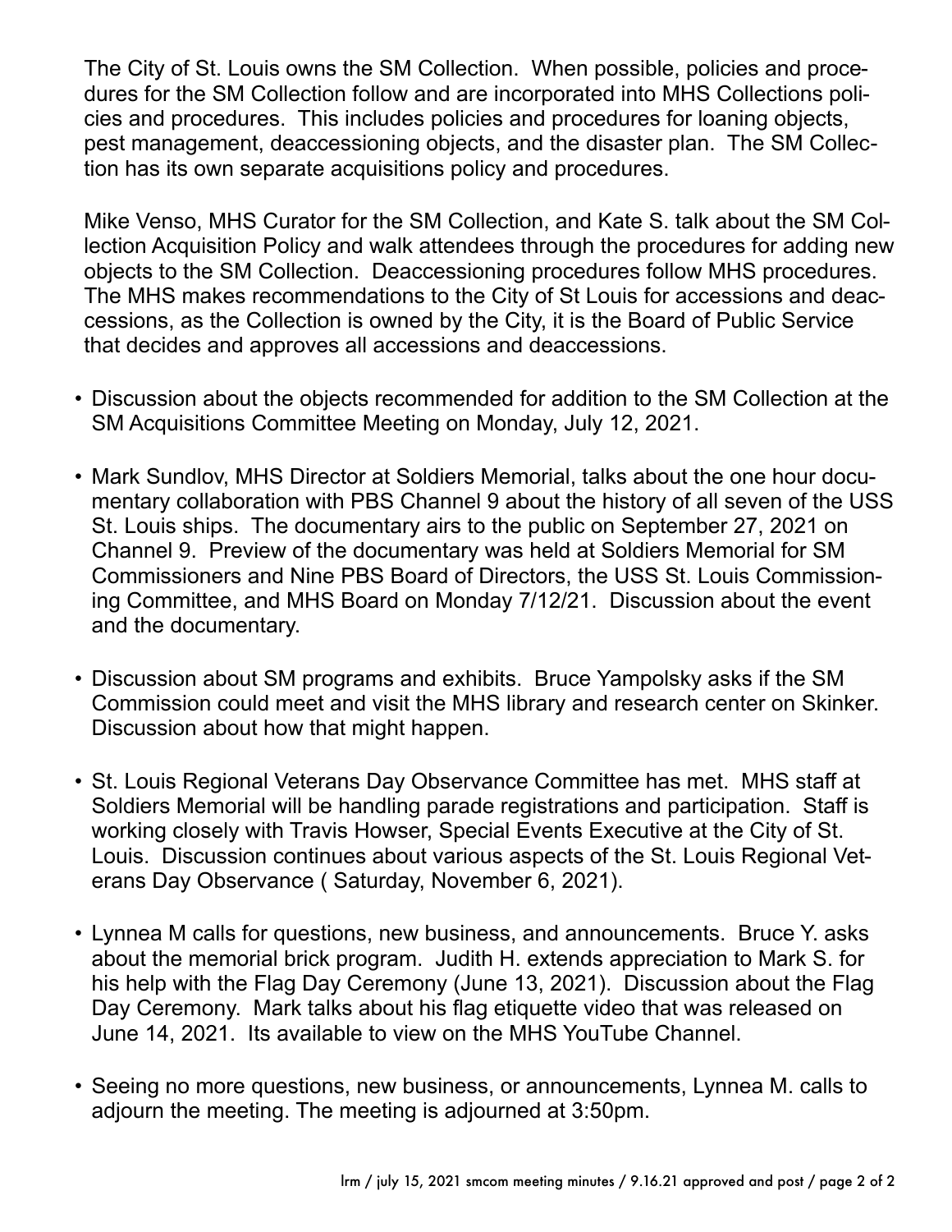The City of St. Louis owns the SM Collection. When possible, policies and procedures for the SM Collection follow and are incorporated into MHS Collections policies and procedures. This includes policies and procedures for loaning objects, pest management, deaccessioning objects, and the disaster plan. The SM Collection has its own separate acquisitions policy and procedures.

Mike Venso, MHS Curator for the SM Collection, and Kate S. talk about the SM Collection Acquisition Policy and walk attendees through the procedures for adding new objects to the SM Collection. Deaccessioning procedures follow MHS procedures. The MHS makes recommendations to the City of St Louis for accessions and deaccessions, as the Collection is owned by the City, it is the Board of Public Service that decides and approves all accessions and deaccessions.

- Discussion about the objects recommended for addition to the SM Collection at the SM Acquisitions Committee Meeting on Monday, July 12, 2021.
- Mark Sundlov, MHS Director at Soldiers Memorial, talks about the one hour documentary collaboration with PBS Channel 9 about the history of all seven of the USS St. Louis ships. The documentary airs to the public on September 27, 2021 on Channel 9. Preview of the documentary was held at Soldiers Memorial for SM Commissioners and Nine PBS Board of Directors, the USS St. Louis Commissioning Committee, and MHS Board on Monday 7/12/21. Discussion about the event and the documentary.
- Discussion about SM programs and exhibits. Bruce Yampolsky asks if the SM Commission could meet and visit the MHS library and research center on Skinker. Discussion about how that might happen.
- St. Louis Regional Veterans Day Observance Committee has met. MHS staff at Soldiers Memorial will be handling parade registrations and participation. Staff is working closely with Travis Howser, Special Events Executive at the City of St. Louis. Discussion continues about various aspects of the St. Louis Regional Veterans Day Observance ( Saturday, November 6, 2021).
- Lynnea M calls for questions, new business, and announcements. Bruce Y. asks about the memorial brick program. Judith H. extends appreciation to Mark S. for his help with the Flag Day Ceremony (June 13, 2021). Discussion about the Flag Day Ceremony. Mark talks about his flag etiquette video that was released on June 14, 2021. Its available to view on the MHS YouTube Channel.
- Seeing no more questions, new business, or announcements, Lynnea M. calls to adjourn the meeting. The meeting is adjourned at 3:50pm.